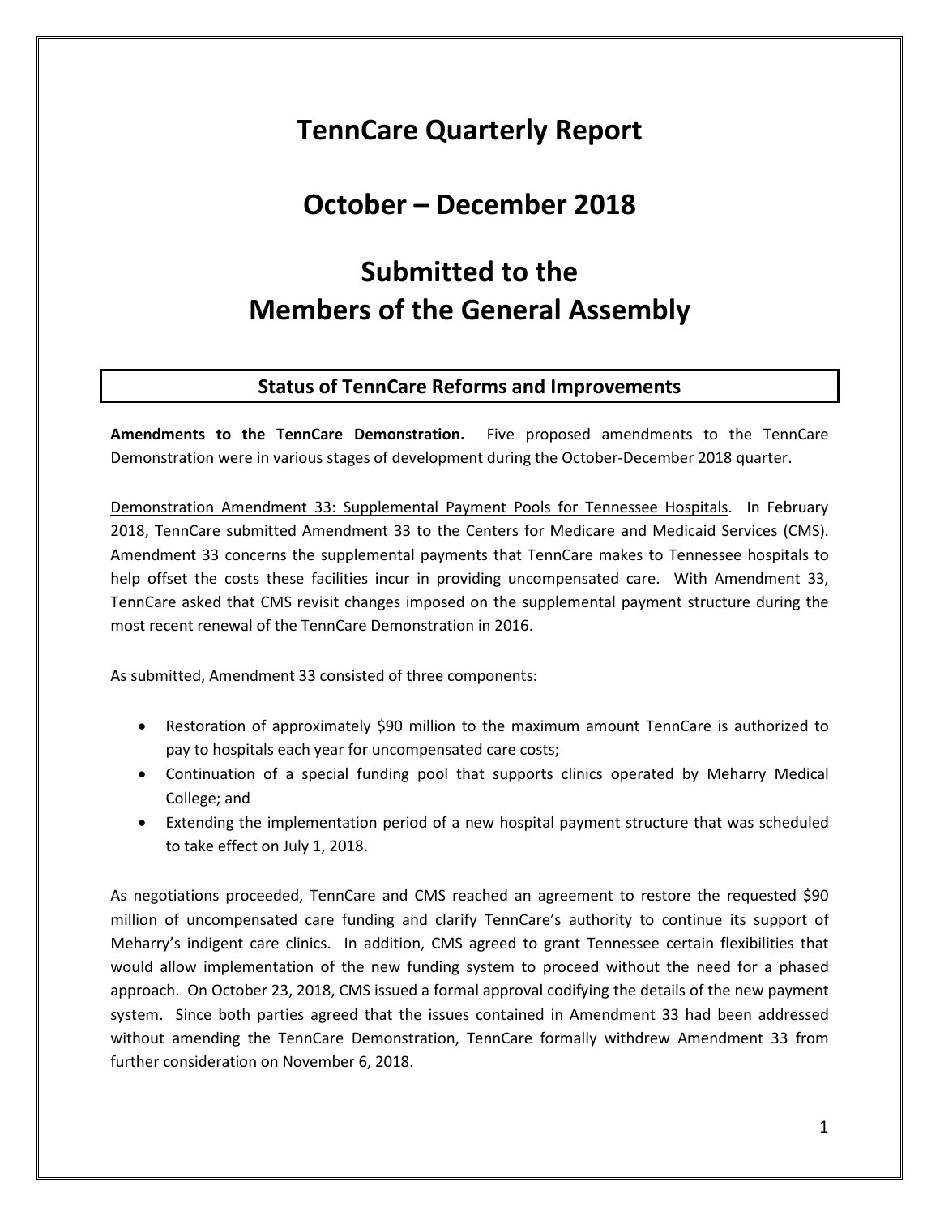# TennCare Quarterly Report

# October – December 2018

# Submitted to the Members of the General Assembly

## Status of TennCare Reforms and Improvements

**Amendments to the TennCare Demonstration.** Five proposed amendments to the TennCare Demonstration were in various stages of development during the October-December 2018 quarter.

Demonstration Amendment 33: Supplemental Payment Pools for Tennessee Hospitals. In February 2018, TennCare submitted Amendment 33 to the Centers for Medicare and Medicaid Services (CMS). Amendment 33 concerns the supplemental payments that TennCare makes to Tennessee hospitals to help offset the costs these facilities incur in providing uncompensated care. With Amendment 33, TennCare asked that CMS revisit changes imposed on the supplemental payment structure during the most recent renewal of the TennCare Demonstration in 2016.

As submitted, Amendment 33 consisted of three components:

- Restoration of approximately $90 million to the maximum amount TennCare is authorized to pay to hospitals each year for uncompensated care costs;
- Continuation of a special funding pool that supports clinics operated by Meharry Medical College; and
- Extending the implementation period of a new hospital payment structure that was scheduled to take effect on July 1, 2018.

As negotiations proceeded, TennCare and CMS reached an agreement to restore the requested $90 million of uncompensated care funding and clarify TennCare's authority to continue its support of Meharry's indigent care clinics. In addition, CMS agreed to grant Tennessee certain flexibilities that would allow implementation of the new funding system to proceed without the need for a phased approach. On October 23, 2018, CMS issued a formal approval codifying the details of the new payment system. Since both parties agreed that the issues contained in Amendment 33 had been addressed without amending the TennCare Demonstration, TennCare formally withdrew Amendment 33 from further consideration on November 6, 2018.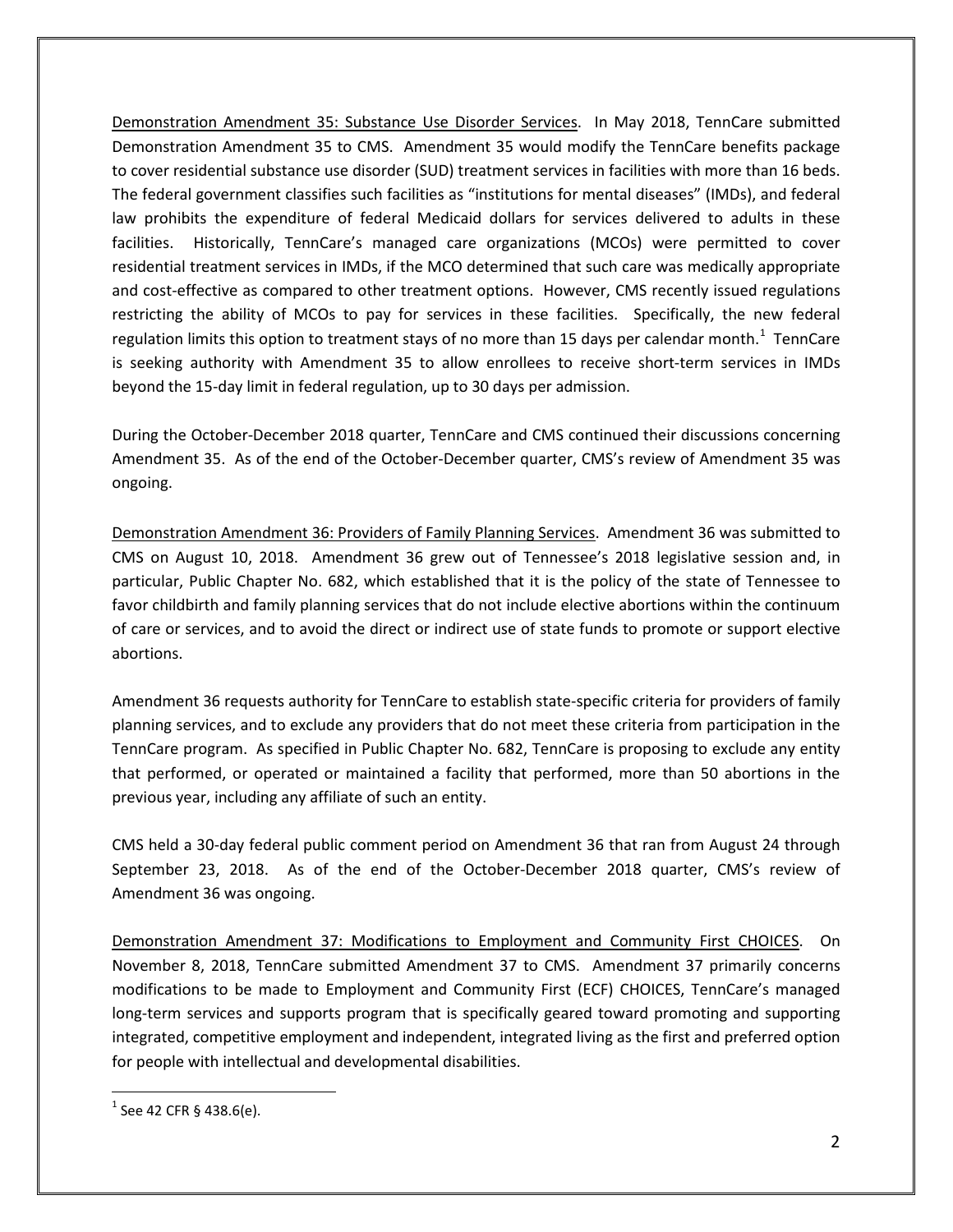<u>Demonstration Amendment 35: Substance Use Disorder Services</u>. In May 2018, TennCare submitted Demonstration Amendment 35 to CMS. Amendment 35 would modify the TennCare benefits package to cover residential substance use disorder (SUD) treatment services in facilities with more than 16 beds. The federal government classifies such facilities as "institutions for mental diseases" (IMDs), and federal law prohibits the expenditure of federal Medicaid dollars for services delivered to adults in these facilities. Historically, TennCare's managed care organizations (MCOs) were permitted to cover residential treatment services in IMDs, if the MCO determined that such care was medically appropriate and cost-effective as compared to other treatment options. However, CMS recently issued regulations restricting the ability of MCOs to pay for services in these facilities. Specifically, the new federal regulation limits this option to treatment stays of no more than 15 days per calendar month.[1] TennCare is seeking authority with Amendment 35 to allow enrollees to receive short-term services in IMDs beyond the 15-day limit in federal regulation, up to 30 days per admission.

During the October-December 2018 quarter, TennCare and CMS continued their discussions concerning Amendment 35. As of the end of the October-December quarter, CMS's review of Amendment 35 was ongoing.

<u>Demonstration Amendment 36: Providers of Family Planning Services</u>. Amendment 36 was submitted to CMS on August 10, 2018. Amendment 36 grew out of Tennessee's 2018 legislative session and, in particular, Public Chapter No. 682, which established that it is the policy of the state of Tennessee to favor childbirth and family planning services that do not include elective abortions within the continuum of care or services, and to avoid the direct or indirect use of state funds to promote or support elective abortions.

Amendment 36 requests authority for TennCare to establish state-specific criteria for providers of family planning services, and to exclude any providers that do not meet these criteria from participation in the TennCare program. As specified in Public Chapter No. 682, TennCare is proposing to exclude any entity that performed, or operated or maintained a facility that performed, more than 50 abortions in the previous year, including any affiliate of such an entity.

CMS held a 30-day federal public comment period on Amendment 36 that ran from August 24 through September 23, 2018. As of the end of the October-December 2018 quarter, CMS's review of Amendment 36 was ongoing.

<u>Demonstration Amendment 37: Modifications to Employment and Community First CHOICES</u>. On November 8, 2018, TennCare submitted Amendment 37 to CMS. Amendment 37 primarily concerns modifications to be made to Employment and Community First (ECF) CHOICES, TennCare's managed long-term services and supports program that is specifically geared toward promoting and supporting integrated, competitive employment and independent, integrated living as the first and preferred option for people with intellectual and developmental disabilities.

---

[1] See 42 CFR § 438.6(e).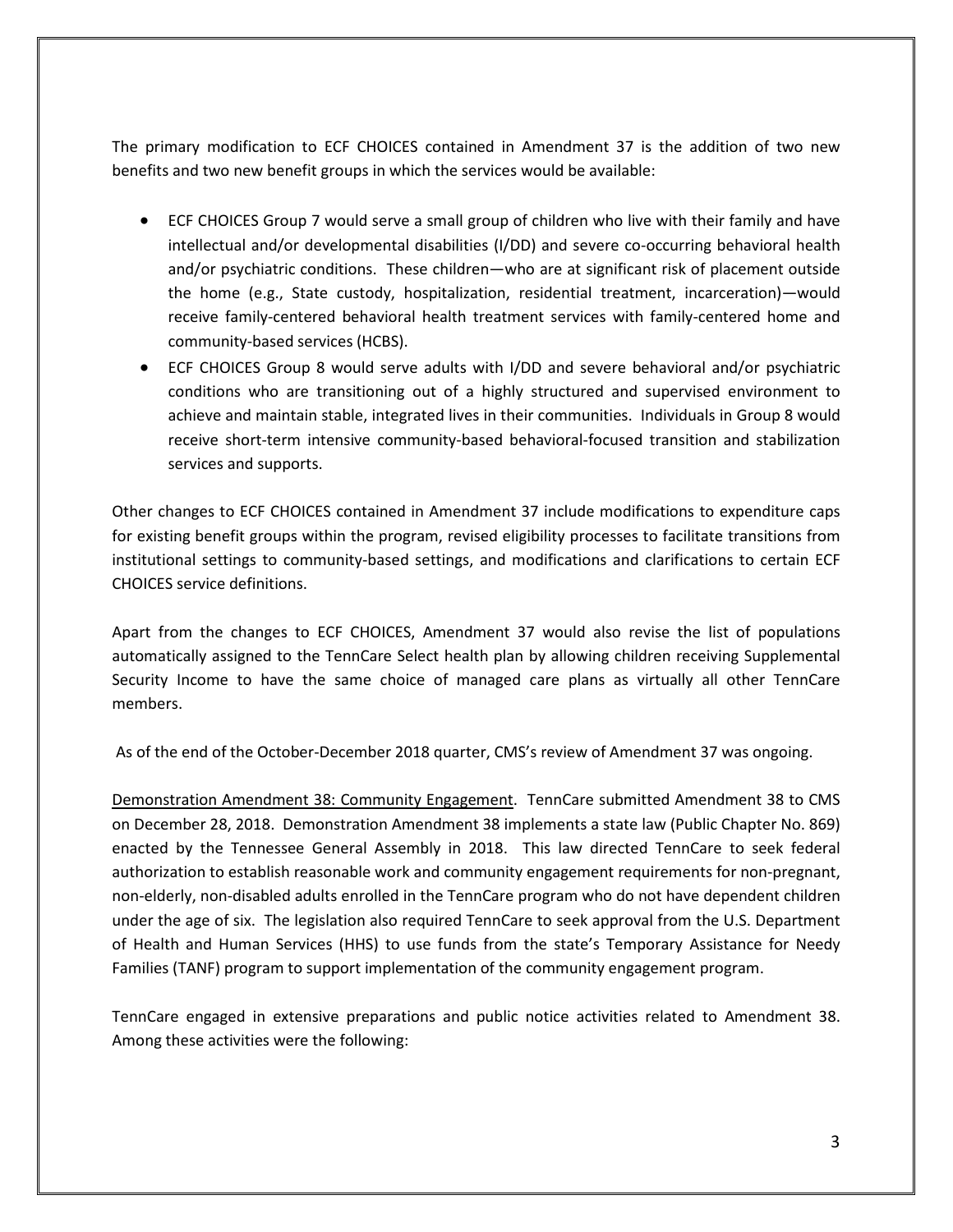The primary modification to ECF CHOICES contained in Amendment 37 is the addition of two new benefits and two new benefit groups in which the services would be available:

- ECF CHOICES Group 7 would serve a small group of children who live with their family and have intellectual and/or developmental disabilities (I/DD) and severe co-occurring behavioral health and/or psychiatric conditions. These children—who are at significant risk of placement outside the home (e.g., State custody, hospitalization, residential treatment, incarceration)—would receive family-centered behavioral health treatment services with family-centered home and community-based services (HCBS).
- ECF CHOICES Group 8 would serve adults with I/DD and severe behavioral and/or psychiatric conditions who are transitioning out of a highly structured and supervised environment to achieve and maintain stable, integrated lives in their communities. Individuals in Group 8 would receive short-term intensive community-based behavioral-focused transition and stabilization services and supports.

Other changes to ECF CHOICES contained in Amendment 37 include modifications to expenditure caps for existing benefit groups within the program, revised eligibility processes to facilitate transitions from institutional settings to community-based settings, and modifications and clarifications to certain ECF CHOICES service definitions.

Apart from the changes to ECF CHOICES, Amendment 37 would also revise the list of populations automatically assigned to the TennCare Select health plan by allowing children receiving Supplemental Security Income to have the same choice of managed care plans as virtually all other TennCare members.

As of the end of the October-December 2018 quarter, CMS's review of Amendment 37 was ongoing.

Demonstration Amendment 38: Community Engagement. TennCare submitted Amendment 38 to CMS on December 28, 2018. Demonstration Amendment 38 implements a state law (Public Chapter No. 869) enacted by the Tennessee General Assembly in 2018. This law directed TennCare to seek federal authorization to establish reasonable work and community engagement requirements for non-pregnant, non-elderly, non-disabled adults enrolled in the TennCare program who do not have dependent children under the age of six. The legislation also required TennCare to seek approval from the U.S. Department of Health and Human Services (HHS) to use funds from the state's Temporary Assistance for Needy Families (TANF) program to support implementation of the community engagement program.

TennCare engaged in extensive preparations and public notice activities related to Amendment 38. Among these activities were the following: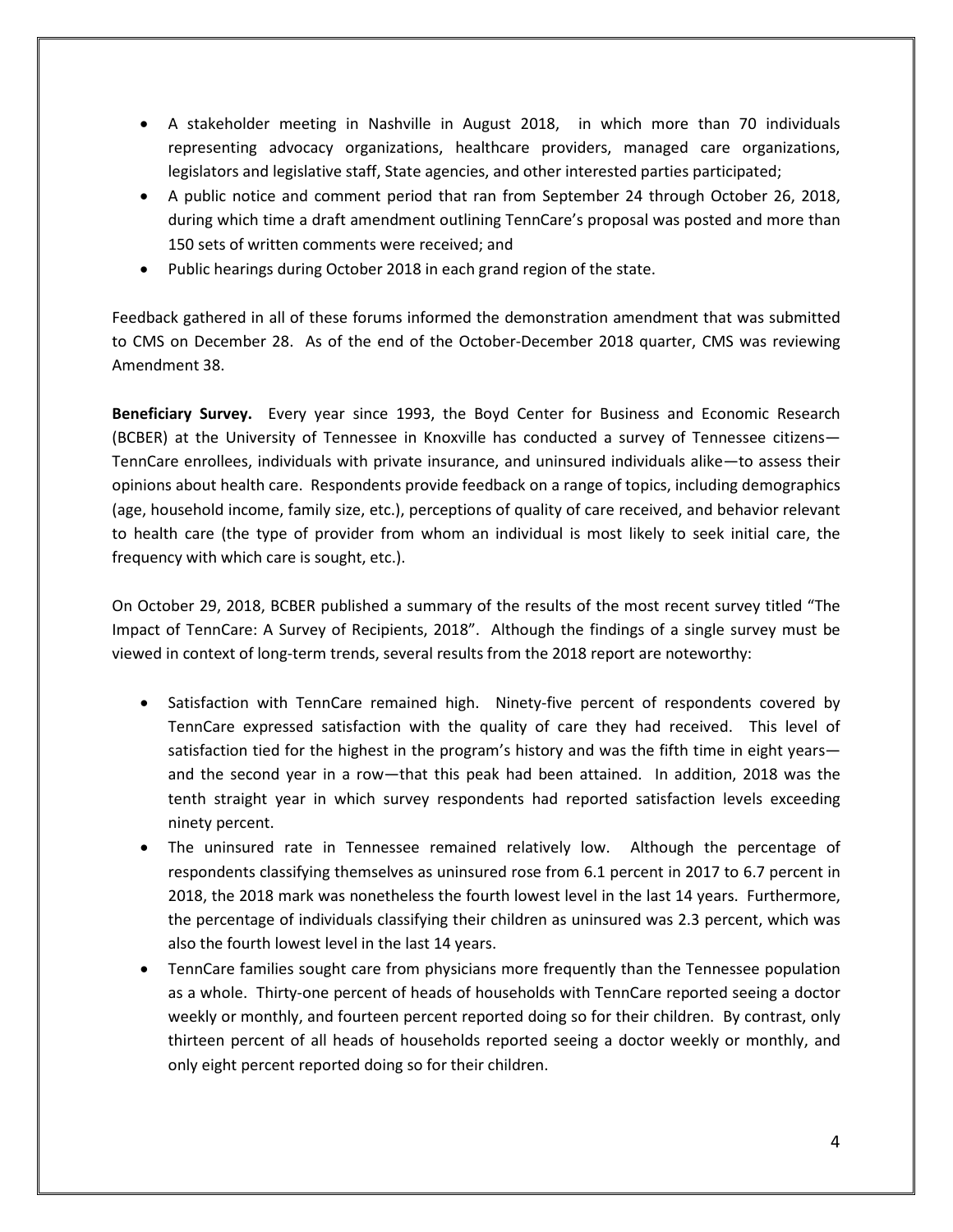- A stakeholder meeting in Nashville in August 2018, in which more than 70 individuals representing advocacy organizations, healthcare providers, managed care organizations, legislators and legislative staff, State agencies, and other interested parties participated;
- A public notice and comment period that ran from September 24 through October 26, 2018, during which time a draft amendment outlining TennCare's proposal was posted and more than 150 sets of written comments were received; and
- Public hearings during October 2018 in each grand region of the state.

Feedback gathered in all of these forums informed the demonstration amendment that was submitted to CMS on December 28. As of the end of the October-December 2018 quarter, CMS was reviewing Amendment 38.

**Beneficiary Survey.** Every year since 1993, the Boyd Center for Business and Economic Research (BCBER) at the University of Tennessee in Knoxville has conducted a survey of Tennessee citizens—TennCare enrollees, individuals with private insurance, and uninsured individuals alike—to assess their opinions about health care. Respondents provide feedback on a range of topics, including demographics (age, household income, family size, etc.), perceptions of quality of care received, and behavior relevant to health care (the type of provider from whom an individual is most likely to seek initial care, the frequency with which care is sought, etc.).

On October 29, 2018, BCBER published a summary of the results of the most recent survey titled "The Impact of TennCare: A Survey of Recipients, 2018". Although the findings of a single survey must be viewed in context of long-term trends, several results from the 2018 report are noteworthy:

- Satisfaction with TennCare remained high. Ninety-five percent of respondents covered by TennCare expressed satisfaction with the quality of care they had received. This level of satisfaction tied for the highest in the program's history and was the fifth time in eight years—and the second year in a row—that this peak had been attained. In addition, 2018 was the tenth straight year in which survey respondents had reported satisfaction levels exceeding ninety percent.
- The uninsured rate in Tennessee remained relatively low. Although the percentage of respondents classifying themselves as uninsured rose from 6.1 percent in 2017 to 6.7 percent in 2018, the 2018 mark was nonetheless the fourth lowest level in the last 14 years. Furthermore, the percentage of individuals classifying their children as uninsured was 2.3 percent, which was also the fourth lowest level in the last 14 years.
- TennCare families sought care from physicians more frequently than the Tennessee population as a whole. Thirty-one percent of heads of households with TennCare reported seeing a doctor weekly or monthly, and fourteen percent reported doing so for their children. By contrast, only thirteen percent of all heads of households reported seeing a doctor weekly or monthly, and only eight percent reported doing so for their children.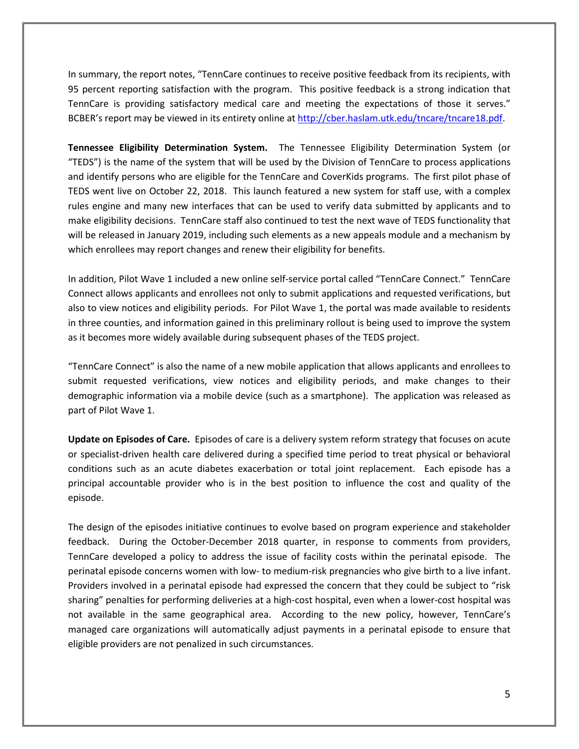In summary, the report notes, "TennCare continues to receive positive feedback from its recipients, with 95 percent reporting satisfaction with the program. This positive feedback is a strong indication that TennCare is providing satisfactory medical care and meeting the expectations of those it serves." BCBER's report may be viewed in its entirety online at http://cber.haslam.utk.edu/tncare/tncare18.pdf.

**Tennessee Eligibility Determination System.** The Tennessee Eligibility Determination System (or "TEDS") is the name of the system that will be used by the Division of TennCare to process applications and identify persons who are eligible for the TennCare and CoverKids programs. The first pilot phase of TEDS went live on October 22, 2018. This launch featured a new system for staff use, with a complex rules engine and many new interfaces that can be used to verify data submitted by applicants and to make eligibility decisions. TennCare staff also continued to test the next wave of TEDS functionality that will be released in January 2019, including such elements as a new appeals module and a mechanism by which enrollees may report changes and renew their eligibility for benefits.

In addition, Pilot Wave 1 included a new online self-service portal called "TennCare Connect." TennCare Connect allows applicants and enrollees not only to submit applications and requested verifications, but also to view notices and eligibility periods. For Pilot Wave 1, the portal was made available to residents in three counties, and information gained in this preliminary rollout is being used to improve the system as it becomes more widely available during subsequent phases of the TEDS project.

"TennCare Connect" is also the name of a new mobile application that allows applicants and enrollees to submit requested verifications, view notices and eligibility periods, and make changes to their demographic information via a mobile device (such as a smartphone). The application was released as part of Pilot Wave 1.

**Update on Episodes of Care.** Episodes of care is a delivery system reform strategy that focuses on acute or specialist-driven health care delivered during a specified time period to treat physical or behavioral conditions such as an acute diabetes exacerbation or total joint replacement. Each episode has a principal accountable provider who is in the best position to influence the cost and quality of the episode.

The design of the episodes initiative continues to evolve based on program experience and stakeholder feedback. During the October-December 2018 quarter, in response to comments from providers, TennCare developed a policy to address the issue of facility costs within the perinatal episode. The perinatal episode concerns women with low- to medium-risk pregnancies who give birth to a live infant. Providers involved in a perinatal episode had expressed the concern that they could be subject to "risk sharing" penalties for performing deliveries at a high-cost hospital, even when a lower-cost hospital was not available in the same geographical area. According to the new policy, however, TennCare's managed care organizations will automatically adjust payments in a perinatal episode to ensure that eligible providers are not penalized in such circumstances.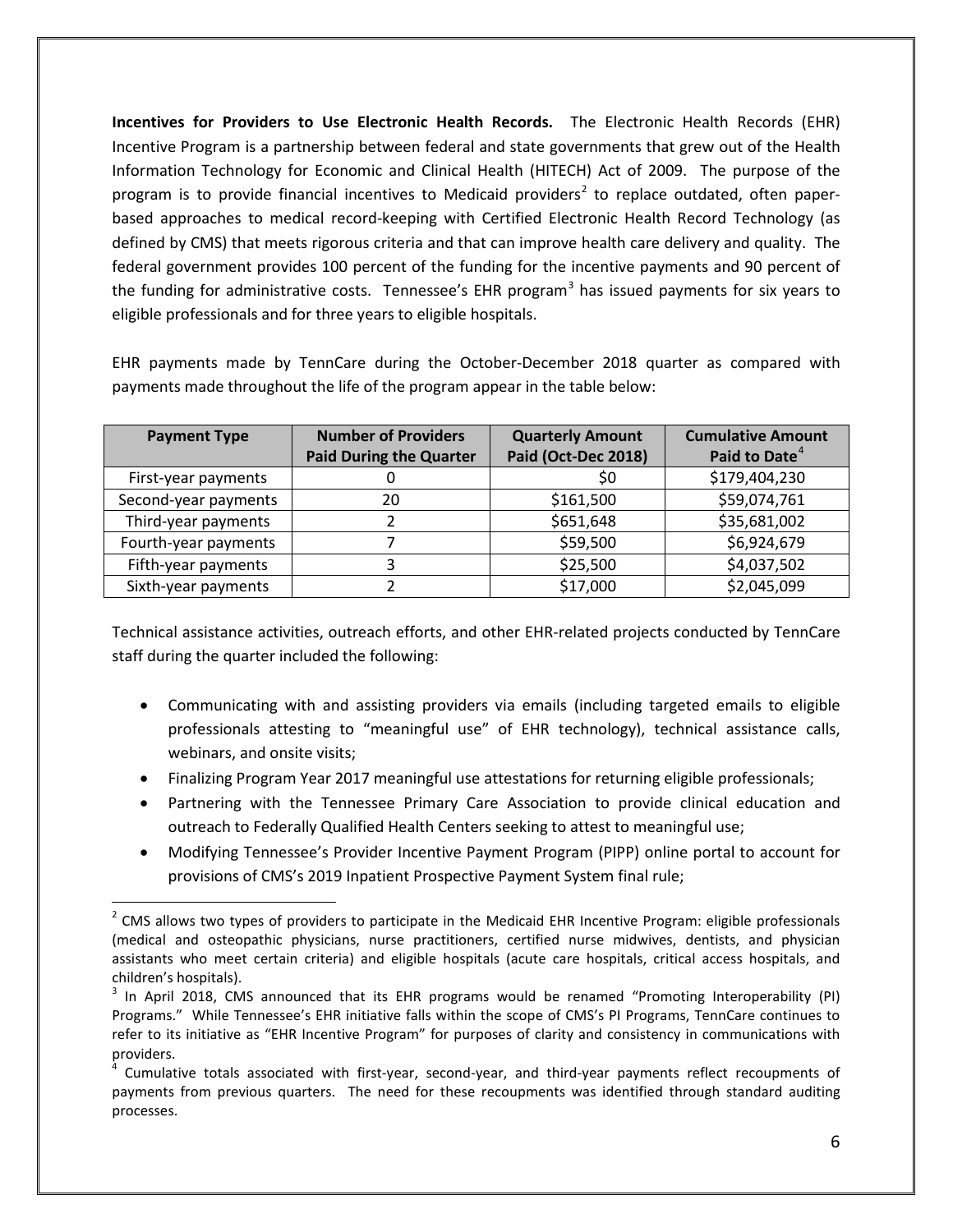**Incentives for Providers to Use Electronic Health Records.** The Electronic Health Records (EHR) Incentive Program is a partnership between federal and state governments that grew out of the Health Information Technology for Economic and Clinical Health (HITECH) Act of 2009. The purpose of the program is to provide financial incentives to Medicaid providers[2] to replace outdated, often paper-based approaches to medical record-keeping with Certified Electronic Health Record Technology (as defined by CMS) that meets rigorous criteria and that can improve health care delivery and quality. The federal government provides 100 percent of the funding for the incentive payments and 90 percent of the funding for administrative costs. Tennessee's EHR program[3] has issued payments for six years to eligible professionals and for three years to eligible hospitals.

EHR payments made by TennCare during the October-December 2018 quarter as compared with payments made throughout the life of the program appear in the table below:

| Payment Type | Number of Providers Paid During the Quarter | Quarterly Amount Paid (Oct-Dec 2018) | Cumulative Amount Paid to Date[4] |
|---|---|---|---|
| First-year payments | 0 | $0 | $179,404,230 |
| Second-year payments | 20 | $161,500 | $59,074,761 |
| Third-year payments | 2 | $651,648 | $35,681,002 |
| Fourth-year payments | 7 | $59,500 | $6,924,679 |
| Fifth-year payments | 3 | $25,500 | $4,037,502 |
| Sixth-year payments | 2 | $17,000 | $2,045,099 |

Technical assistance activities, outreach efforts, and other EHR-related projects conducted by TennCare staff during the quarter included the following:

- Communicating with and assisting providers via emails (including targeted emails to eligible professionals attesting to "meaningful use" of EHR technology), technical assistance calls, webinars, and onsite visits;
- Finalizing Program Year 2017 meaningful use attestations for returning eligible professionals;
- Partnering with the Tennessee Primary Care Association to provide clinical education and outreach to Federally Qualified Health Centers seeking to attest to meaningful use;
- Modifying Tennessee's Provider Incentive Payment Program (PIPP) online portal to account for provisions of CMS's 2019 Inpatient Prospective Payment System final rule;

[2] CMS allows two types of providers to participate in the Medicaid EHR Incentive Program: eligible professionals (medical and osteopathic physicians, nurse practitioners, certified nurse midwives, dentists, and physician assistants who meet certain criteria) and eligible hospitals (acute care hospitals, critical access hospitals, and children's hospitals).

[3] In April 2018, CMS announced that its EHR programs would be renamed "Promoting Interoperability (PI) Programs." While Tennessee's EHR initiative falls within the scope of CMS's PI Programs, TennCare continues to refer to its initiative as "EHR Incentive Program" for purposes of clarity and consistency in communications with providers.

[4] Cumulative totals associated with first-year, second-year, and third-year payments reflect recoupments of payments from previous quarters. The need for these recoupments was identified through standard auditing processes.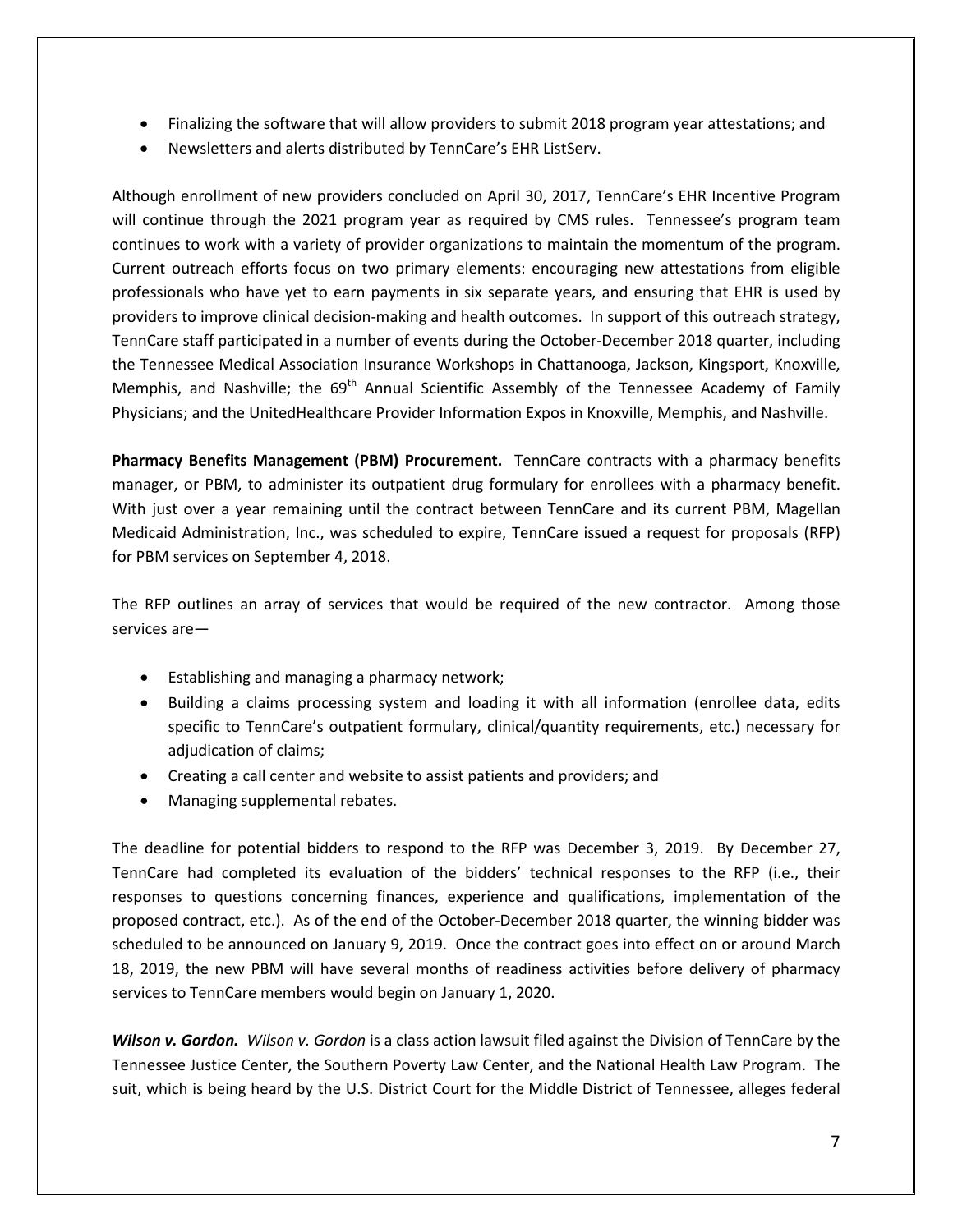- Finalizing the software that will allow providers to submit 2018 program year attestations; and
- Newsletters and alerts distributed by TennCare's EHR ListServ.

Although enrollment of new providers concluded on April 30, 2017, TennCare's EHR Incentive Program will continue through the 2021 program year as required by CMS rules. Tennessee's program team continues to work with a variety of provider organizations to maintain the momentum of the program. Current outreach efforts focus on two primary elements: encouraging new attestations from eligible professionals who have yet to earn payments in six separate years, and ensuring that EHR is used by providers to improve clinical decision-making and health outcomes. In support of this outreach strategy, TennCare staff participated in a number of events during the October-December 2018 quarter, including the Tennessee Medical Association Insurance Workshops in Chattanooga, Jackson, Kingsport, Knoxville, Memphis, and Nashville; the 69th Annual Scientific Assembly of the Tennessee Academy of Family Physicians; and the UnitedHealthcare Provider Information Expos in Knoxville, Memphis, and Nashville.

**Pharmacy Benefits Management (PBM) Procurement.** TennCare contracts with a pharmacy benefits manager, or PBM, to administer its outpatient drug formulary for enrollees with a pharmacy benefit. With just over a year remaining until the contract between TennCare and its current PBM, Magellan Medicaid Administration, Inc., was scheduled to expire, TennCare issued a request for proposals (RFP) for PBM services on September 4, 2018.

The RFP outlines an array of services that would be required of the new contractor. Among those services are—

- Establishing and managing a pharmacy network;
- Building a claims processing system and loading it with all information (enrollee data, edits specific to TennCare's outpatient formulary, clinical/quantity requirements, etc.) necessary for adjudication of claims;
- Creating a call center and website to assist patients and providers; and
- Managing supplemental rebates.

The deadline for potential bidders to respond to the RFP was December 3, 2019. By December 27, TennCare had completed its evaluation of the bidders' technical responses to the RFP (i.e., their responses to questions concerning finances, experience and qualifications, implementation of the proposed contract, etc.). As of the end of the October-December 2018 quarter, the winning bidder was scheduled to be announced on January 9, 2019. Once the contract goes into effect on or around March 18, 2019, the new PBM will have several months of readiness activities before delivery of pharmacy services to TennCare members would begin on January 1, 2020.

***Wilson v. Gordon.*** *Wilson v. Gordon* is a class action lawsuit filed against the Division of TennCare by the Tennessee Justice Center, the Southern Poverty Law Center, and the National Health Law Program. The suit, which is being heard by the U.S. District Court for the Middle District of Tennessee, alleges federal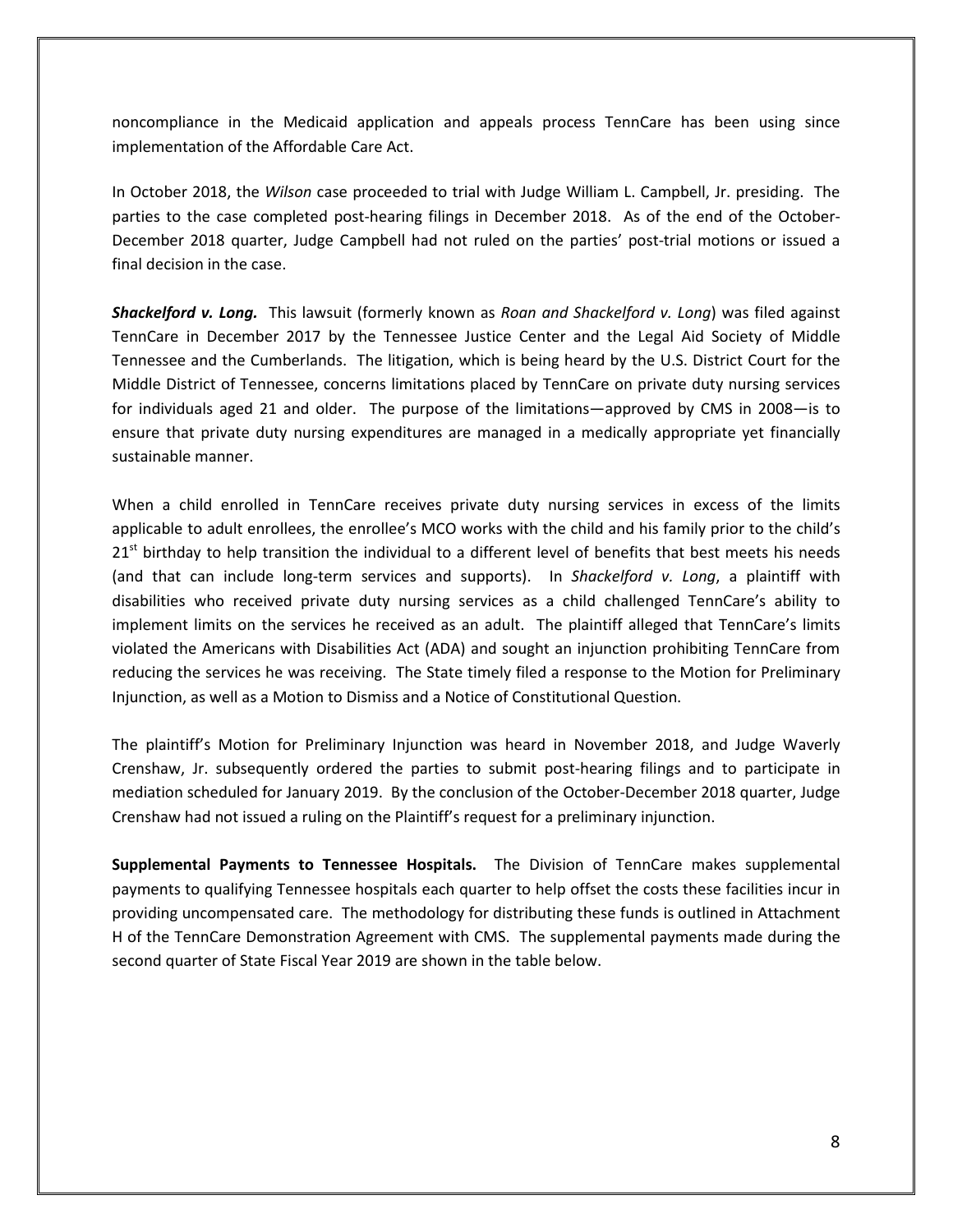noncompliance in the Medicaid application and appeals process TennCare has been using since implementation of the Affordable Care Act.

In October 2018, the *Wilson* case proceeded to trial with Judge William L. Campbell, Jr. presiding. The parties to the case completed post-hearing filings in December 2018. As of the end of the October-December 2018 quarter, Judge Campbell had not ruled on the parties' post-trial motions or issued a final decision in the case.

***Shackelford v. Long.*** This lawsuit (formerly known as *Roan and Shackelford v. Long*) was filed against TennCare in December 2017 by the Tennessee Justice Center and the Legal Aid Society of Middle Tennessee and the Cumberlands. The litigation, which is being heard by the U.S. District Court for the Middle District of Tennessee, concerns limitations placed by TennCare on private duty nursing services for individuals aged 21 and older. The purpose of the limitations—approved by CMS in 2008—is to ensure that private duty nursing expenditures are managed in a medically appropriate yet financially sustainable manner.

When a child enrolled in TennCare receives private duty nursing services in excess of the limits applicable to adult enrollees, the enrollee's MCO works with the child and his family prior to the child's 21st birthday to help transition the individual to a different level of benefits that best meets his needs (and that can include long-term services and supports). In *Shackelford v. Long*, a plaintiff with disabilities who received private duty nursing services as a child challenged TennCare's ability to implement limits on the services he received as an adult. The plaintiff alleged that TennCare's limits violated the Americans with Disabilities Act (ADA) and sought an injunction prohibiting TennCare from reducing the services he was receiving. The State timely filed a response to the Motion for Preliminary Injunction, as well as a Motion to Dismiss and a Notice of Constitutional Question.

The plaintiff's Motion for Preliminary Injunction was heard in November 2018, and Judge Waverly Crenshaw, Jr. subsequently ordered the parties to submit post-hearing filings and to participate in mediation scheduled for January 2019. By the conclusion of the October-December 2018 quarter, Judge Crenshaw had not issued a ruling on the Plaintiff's request for a preliminary injunction.

**Supplemental Payments to Tennessee Hospitals.** The Division of TennCare makes supplemental payments to qualifying Tennessee hospitals each quarter to help offset the costs these facilities incur in providing uncompensated care. The methodology for distributing these funds is outlined in Attachment H of the TennCare Demonstration Agreement with CMS. The supplemental payments made during the second quarter of State Fiscal Year 2019 are shown in the table below.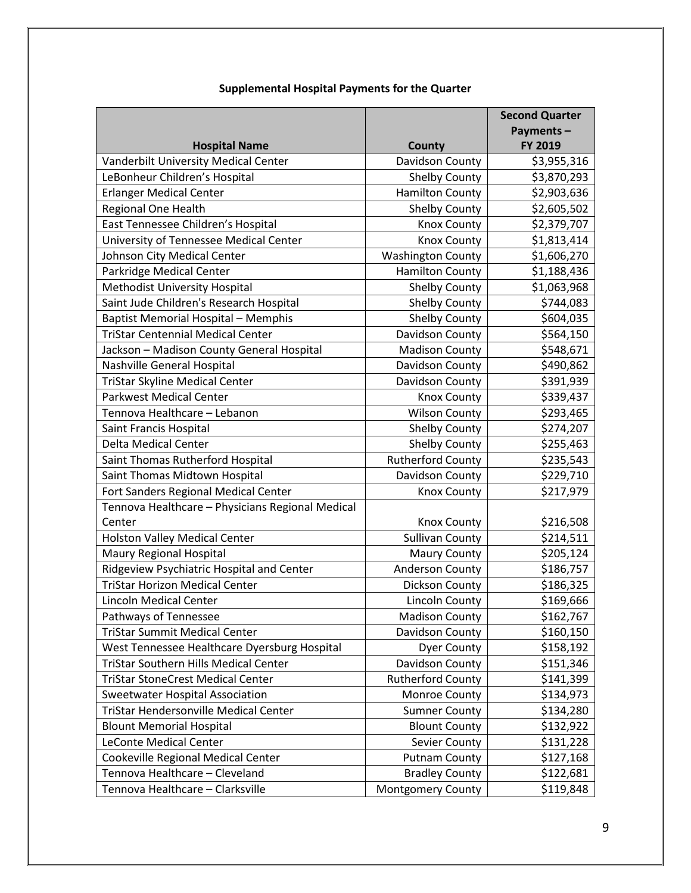**Supplemental Hospital Payments for the Quarter**

| Hospital Name | County | Second Quarter Payments – FY 2019 |
|---|---|---|
| Vanderbilt University Medical Center | Davidson County | $3,955,316 |
| LeBonheur Children's Hospital | Shelby County | $3,870,293 |
| Erlanger Medical Center | Hamilton County | $2,903,636 |
| Regional One Health | Shelby County | $2,605,502 |
| East Tennessee Children's Hospital | Knox County | $2,379,707 |
| University of Tennessee Medical Center | Knox County | $1,813,414 |
| Johnson City Medical Center | Washington County | $1,606,270 |
| Parkridge Medical Center | Hamilton County | $1,188,436 |
| Methodist University Hospital | Shelby County | $1,063,968 |
| Saint Jude Children's Research Hospital | Shelby County | $744,083 |
| Baptist Memorial Hospital – Memphis | Shelby County | $604,035 |
| TriStar Centennial Medical Center | Davidson County | $564,150 |
| Jackson – Madison County General Hospital | Madison County | $548,671 |
| Nashville General Hospital | Davidson County | $490,862 |
| TriStar Skyline Medical Center | Davidson County | $391,939 |
| Parkwest Medical Center | Knox County | $339,437 |
| Tennova Healthcare – Lebanon | Wilson County | $293,465 |
| Saint Francis Hospital | Shelby County | $274,207 |
| Delta Medical Center | Shelby County | $255,463 |
| Saint Thomas Rutherford Hospital | Rutherford County | $235,543 |
| Saint Thomas Midtown Hospital | Davidson County | $229,710 |
| Fort Sanders Regional Medical Center | Knox County | $217,979 |
| Tennova Healthcare – Physicians Regional Medical Center | Knox County | $216,508 |
| Holston Valley Medical Center | Sullivan County | $214,511 |
| Maury Regional Hospital | Maury County | $205,124 |
| Ridgeview Psychiatric Hospital and Center | Anderson County | $186,757 |
| TriStar Horizon Medical Center | Dickson County | $186,325 |
| Lincoln Medical Center | Lincoln County | $169,666 |
| Pathways of Tennessee | Madison County | $162,767 |
| TriStar Summit Medical Center | Davidson County | $160,150 |
| West Tennessee Healthcare Dyersburg Hospital | Dyer County | $158,192 |
| TriStar Southern Hills Medical Center | Davidson County | $151,346 |
| TriStar StoneCrest Medical Center | Rutherford County | $141,399 |
| Sweetwater Hospital Association | Monroe County | $134,973 |
| TriStar Hendersonville Medical Center | Sumner County | $134,280 |
| Blount Memorial Hospital | Blount County | $132,922 |
| LeConte Medical Center | Sevier County | $131,228 |
| Cookeville Regional Medical Center | Putnam County | $127,168 |
| Tennova Healthcare – Cleveland | Bradley County | $122,681 |
| Tennova Healthcare – Clarksville | Montgomery County | $119,848 |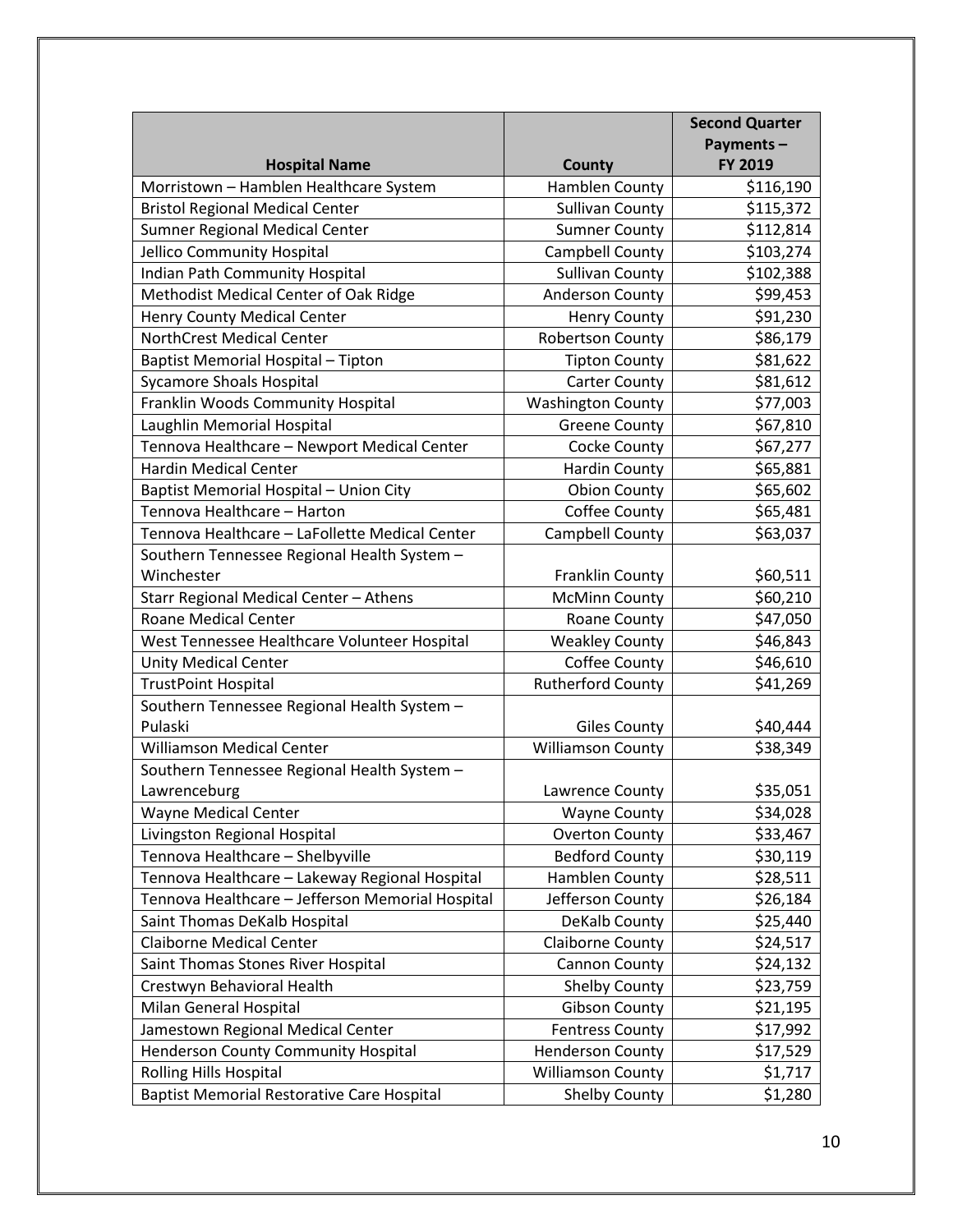| Hospital Name | County | Second Quarter Payments – FY 2019 |
| --- | --- | --- |
| Morristown – Hamblen Healthcare System | Hamblen County | $116,190 |
| Bristol Regional Medical Center | Sullivan County | $115,372 |
| Sumner Regional Medical Center | Sumner County | $112,814 |
| Jellico Community Hospital | Campbell County | $103,274 |
| Indian Path Community Hospital | Sullivan County | $102,388 |
| Methodist Medical Center of Oak Ridge | Anderson County | $99,453 |
| Henry County Medical Center | Henry County | $91,230 |
| NorthCrest Medical Center | Robertson County | $86,179 |
| Baptist Memorial Hospital – Tipton | Tipton County | $81,622 |
| Sycamore Shoals Hospital | Carter County | $81,612 |
| Franklin Woods Community Hospital | Washington County | $77,003 |
| Laughlin Memorial Hospital | Greene County | $67,810 |
| Tennova Healthcare – Newport Medical Center | Cocke County | $67,277 |
| Hardin Medical Center | Hardin County | $65,881 |
| Baptist Memorial Hospital – Union City | Obion County | $65,602 |
| Tennova Healthcare – Harton | Coffee County | $65,481 |
| Tennova Healthcare – LaFollette Medical Center | Campbell County | $63,037 |
| Southern Tennessee Regional Health System – Winchester | Franklin County | $60,511 |
| Starr Regional Medical Center – Athens | McMinn County | $60,210 |
| Roane Medical Center | Roane County | $47,050 |
| West Tennessee Healthcare Volunteer Hospital | Weakley County | $46,843 |
| Unity Medical Center | Coffee County | $46,610 |
| TrustPoint Hospital | Rutherford County | $41,269 |
| Southern Tennessee Regional Health System – Pulaski | Giles County | $40,444 |
| Williamson Medical Center | Williamson County | $38,349 |
| Southern Tennessee Regional Health System – Lawrenceburg | Lawrence County | $35,051 |
| Wayne Medical Center | Wayne County | $34,028 |
| Livingston Regional Hospital | Overton County | $33,467 |
| Tennova Healthcare – Shelbyville | Bedford County | $30,119 |
| Tennova Healthcare – Lakeway Regional Hospital | Hamblen County | $28,511 |
| Tennova Healthcare – Jefferson Memorial Hospital | Jefferson County | $26,184 |
| Saint Thomas DeKalb Hospital | DeKalb County | $25,440 |
| Claiborne Medical Center | Claiborne County | $24,517 |
| Saint Thomas Stones River Hospital | Cannon County | $24,132 |
| Crestwyn Behavioral Health | Shelby County | $23,759 |
| Milan General Hospital | Gibson County | $21,195 |
| Jamestown Regional Medical Center | Fentress County | $17,992 |
| Henderson County Community Hospital | Henderson County | $17,529 |
| Rolling Hills Hospital | Williamson County | $1,717 |
| Baptist Memorial Restorative Care Hospital | Shelby County | $1,280 |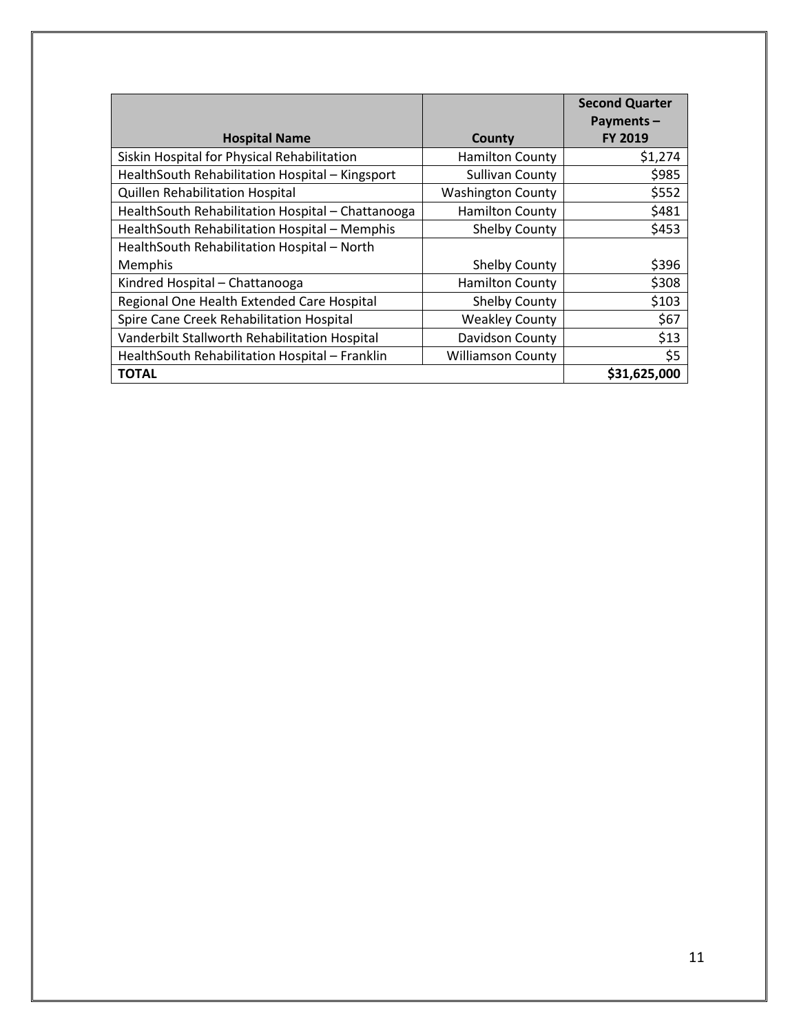| Hospital Name | County | Second Quarter Payments – FY 2019 |
| --- | --- | --- |
| Siskin Hospital for Physical Rehabilitation | Hamilton County | $1,274 |
| HealthSouth Rehabilitation Hospital – Kingsport | Sullivan County | $985 |
| Quillen Rehabilitation Hospital | Washington County | $552 |
| HealthSouth Rehabilitation Hospital – Chattanooga | Hamilton County | $481 |
| HealthSouth Rehabilitation Hospital – Memphis | Shelby County | $453 |
| HealthSouth Rehabilitation Hospital – North Memphis | Shelby County | $396 |
| Kindred Hospital – Chattanooga | Hamilton County | $308 |
| Regional One Health Extended Care Hospital | Shelby County | $103 |
| Spire Cane Creek Rehabilitation Hospital | Weakley County | $67 |
| Vanderbilt Stallworth Rehabilitation Hospital | Davidson County | $13 |
| HealthSouth Rehabilitation Hospital – Franklin | Williamson County | $5 |
| **TOTAL** | | **$31,625,000** |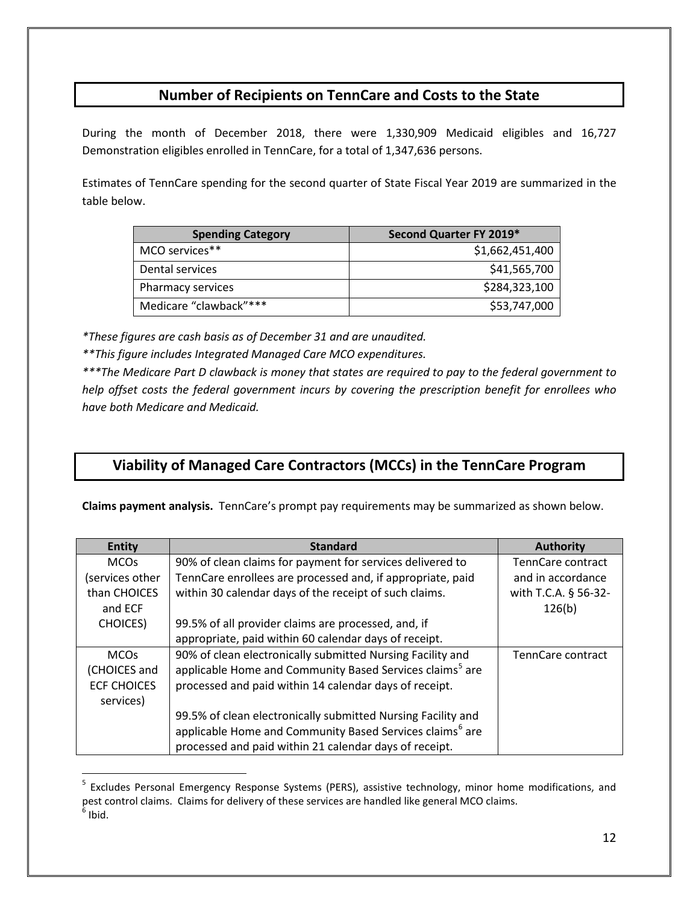## Number of Recipients on TennCare and Costs to the State

During the month of December 2018, there were 1,330,909 Medicaid eligibles and 16,727 Demonstration eligibles enrolled in TennCare, for a total of 1,347,636 persons.

Estimates of TennCare spending for the second quarter of State Fiscal Year 2019 are summarized in the table below.

| Spending Category | Second Quarter FY 2019* |
|---|---:|
| MCO services** | $1,662,451,400 |
| Dental services | $41,565,700 |
| Pharmacy services | $284,323,100 |
| Medicare "clawback"*** | $53,747,000 |

*\*These figures are cash basis as of December 31 and are unaudited.*

*\*\*This figure includes Integrated Managed Care MCO expenditures.*

*\*\*\*The Medicare Part D clawback is money that states are required to pay to the federal government to help offset costs the federal government incurs by covering the prescription benefit for enrollees who have both Medicare and Medicaid.*

## Viability of Managed Care Contractors (MCCs) in the TennCare Program

**Claims payment analysis.** TennCare's prompt pay requirements may be summarized as shown below.

| Entity | Standard | Authority |
|---|---|---|
| MCOs (services other than CHOICES and ECF CHOICES) | 90% of clean claims for payment for services delivered to TennCare enrollees are processed and, if appropriate, paid within 30 calendar days of the receipt of such claims.<br><br>99.5% of all provider claims are processed, and, if appropriate, paid within 60 calendar days of receipt. | TennCare contract and in accordance with T.C.A. § 56-32-126(b) |
| MCOs (CHOICES and ECF CHOICES services) | 90% of clean electronically submitted Nursing Facility and applicable Home and Community Based Services claims[5] are processed and paid within 14 calendar days of receipt.<br><br>99.5% of clean electronically submitted Nursing Facility and applicable Home and Community Based Services claims[6] are processed and paid within 21 calendar days of receipt. | TennCare contract |

[5] Excludes Personal Emergency Response Systems (PERS), assistive technology, minor home modifications, and pest control claims. Claims for delivery of these services are handled like general MCO claims.

[6] Ibid.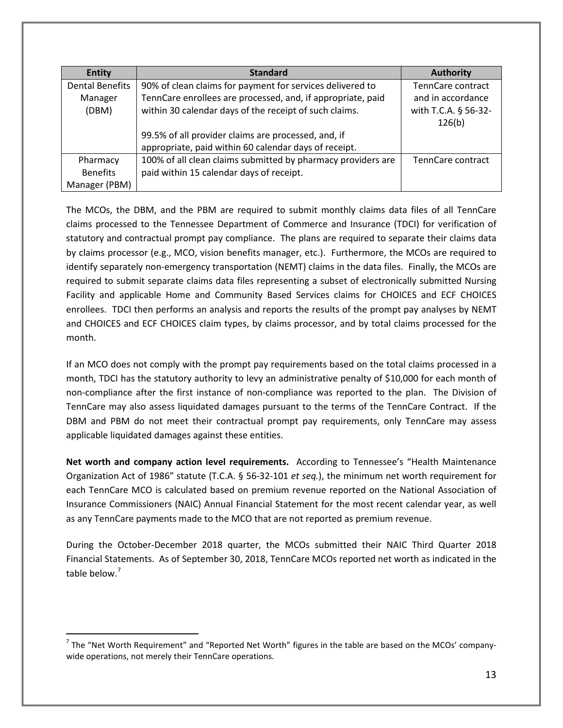| Entity | Standard | Authority |
|---|---|---|
| Dental Benefits Manager (DBM) | 90% of clean claims for payment for services delivered to TennCare enrollees are processed, and, if appropriate, paid within 30 calendar days of the receipt of such claims.<br><br>99.5% of all provider claims are processed, and, if appropriate, paid within 60 calendar days of receipt. | TennCare contract and in accordance with T.C.A. § 56-32-126(b) |
| Pharmacy Benefits Manager (PBM) | 100% of all clean claims submitted by pharmacy providers are paid within 15 calendar days of receipt. | TennCare contract |

The MCOs, the DBM, and the PBM are required to submit monthly claims data files of all TennCare claims processed to the Tennessee Department of Commerce and Insurance (TDCI) for verification of statutory and contractual prompt pay compliance. The plans are required to separate their claims data by claims processor (e.g., MCO, vision benefits manager, etc.). Furthermore, the MCOs are required to identify separately non-emergency transportation (NEMT) claims in the data files. Finally, the MCOs are required to submit separate claims data files representing a subset of electronically submitted Nursing Facility and applicable Home and Community Based Services claims for CHOICES and ECF CHOICES enrollees. TDCI then performs an analysis and reports the results of the prompt pay analyses by NEMT and CHOICES and ECF CHOICES claim types, by claims processor, and by total claims processed for the month.

If an MCO does not comply with the prompt pay requirements based on the total claims processed in a month, TDCI has the statutory authority to levy an administrative penalty of $10,000 for each month of non-compliance after the first instance of non-compliance was reported to the plan. The Division of TennCare may also assess liquidated damages pursuant to the terms of the TennCare Contract. If the DBM and PBM do not meet their contractual prompt pay requirements, only TennCare may assess applicable liquidated damages against these entities.

**Net worth and company action level requirements.** According to Tennessee's "Health Maintenance Organization Act of 1986" statute (T.C.A. § 56-32-101 *et seq.*), the minimum net worth requirement for each TennCare MCO is calculated based on premium revenue reported on the National Association of Insurance Commissioners (NAIC) Annual Financial Statement for the most recent calendar year, as well as any TennCare payments made to the MCO that are not reported as premium revenue.

During the October-December 2018 quarter, the MCOs submitted their NAIC Third Quarter 2018 Financial Statements. As of September 30, 2018, TennCare MCOs reported net worth as indicated in the table below.[7]

[7] The "Net Worth Requirement" and "Reported Net Worth" figures in the table are based on the MCOs' company-wide operations, not merely their TennCare operations.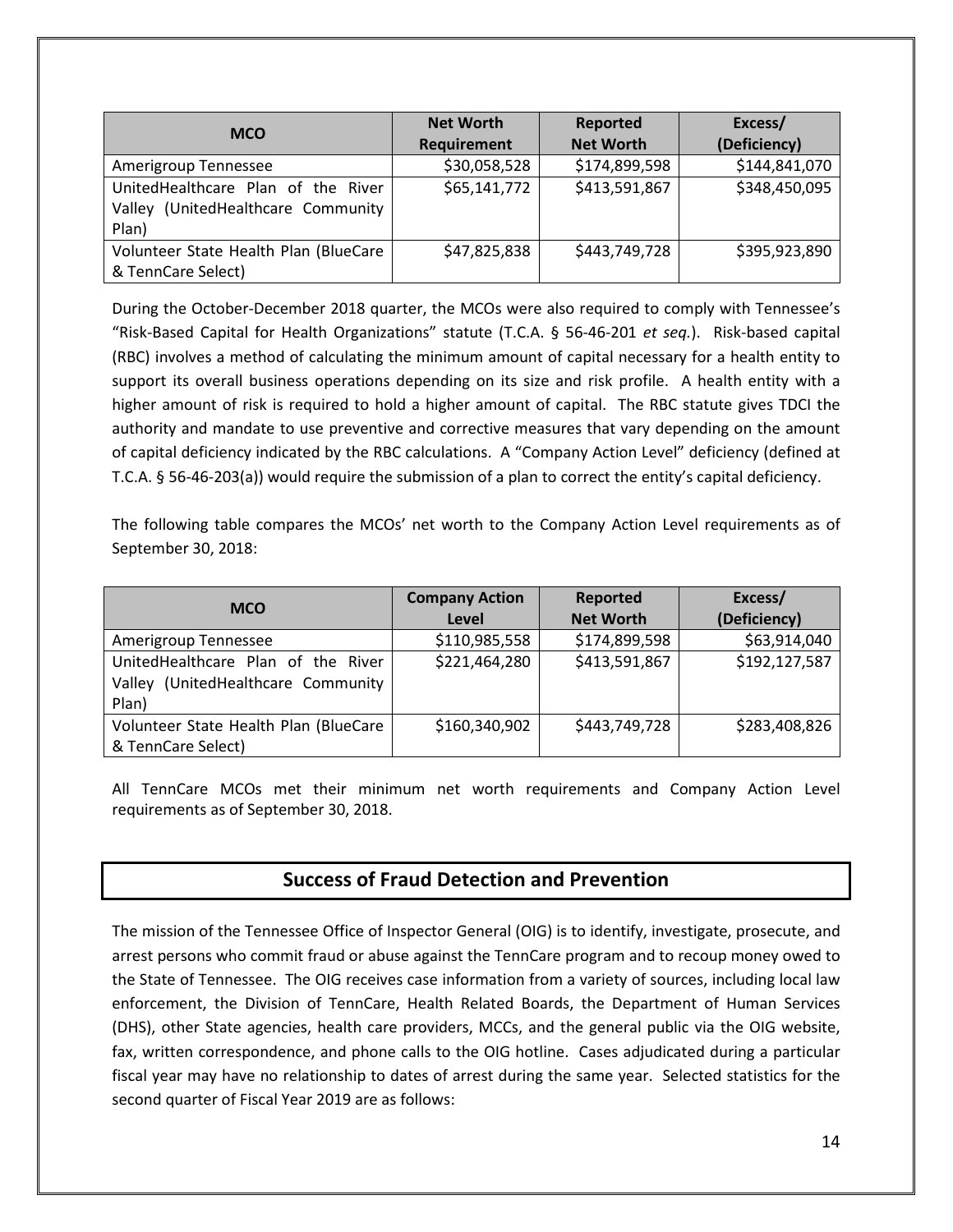| MCO | Net Worth Requirement | Reported Net Worth | Excess/ (Deficiency) |
|---|---|---|---|
| Amerigroup Tennessee | $30,058,528 | $174,899,598 | $144,841,070 |
| UnitedHealthcare Plan of the River Valley (UnitedHealthcare Community Plan) | $65,141,772 | $413,591,867 | $348,450,095 |
| Volunteer State Health Plan (BlueCare & TennCare Select) | $47,825,838 | $443,749,728 | $395,923,890 |

During the October-December 2018 quarter, the MCOs were also required to comply with Tennessee's "Risk-Based Capital for Health Organizations" statute (T.C.A. § 56-46-201 *et seq.*). Risk-based capital (RBC) involves a method of calculating the minimum amount of capital necessary for a health entity to support its overall business operations depending on its size and risk profile. A health entity with a higher amount of risk is required to hold a higher amount of capital. The RBC statute gives TDCI the authority and mandate to use preventive and corrective measures that vary depending on the amount of capital deficiency indicated by the RBC calculations. A "Company Action Level" deficiency (defined at T.C.A. § 56-46-203(a)) would require the submission of a plan to correct the entity's capital deficiency.

The following table compares the MCOs' net worth to the Company Action Level requirements as of September 30, 2018:

| MCO | Company Action Level | Reported Net Worth | Excess/ (Deficiency) |
|---|---|---|---|
| Amerigroup Tennessee | $110,985,558 | $174,899,598 | $63,914,040 |
| UnitedHealthcare Plan of the River Valley (UnitedHealthcare Community Plan) | $221,464,280 | $413,591,867 | $192,127,587 |
| Volunteer State Health Plan (BlueCare & TennCare Select) | $160,340,902 | $443,749,728 | $283,408,826 |

All TennCare MCOs met their minimum net worth requirements and Company Action Level requirements as of September 30, 2018.

## Success of Fraud Detection and Prevention

The mission of the Tennessee Office of Inspector General (OIG) is to identify, investigate, prosecute, and arrest persons who commit fraud or abuse against the TennCare program and to recoup money owed to the State of Tennessee. The OIG receives case information from a variety of sources, including local law enforcement, the Division of TennCare, Health Related Boards, the Department of Human Services (DHS), other State agencies, health care providers, MCCs, and the general public via the OIG website, fax, written correspondence, and phone calls to the OIG hotline. Cases adjudicated during a particular fiscal year may have no relationship to dates of arrest during the same year. Selected statistics for the second quarter of Fiscal Year 2019 are as follows: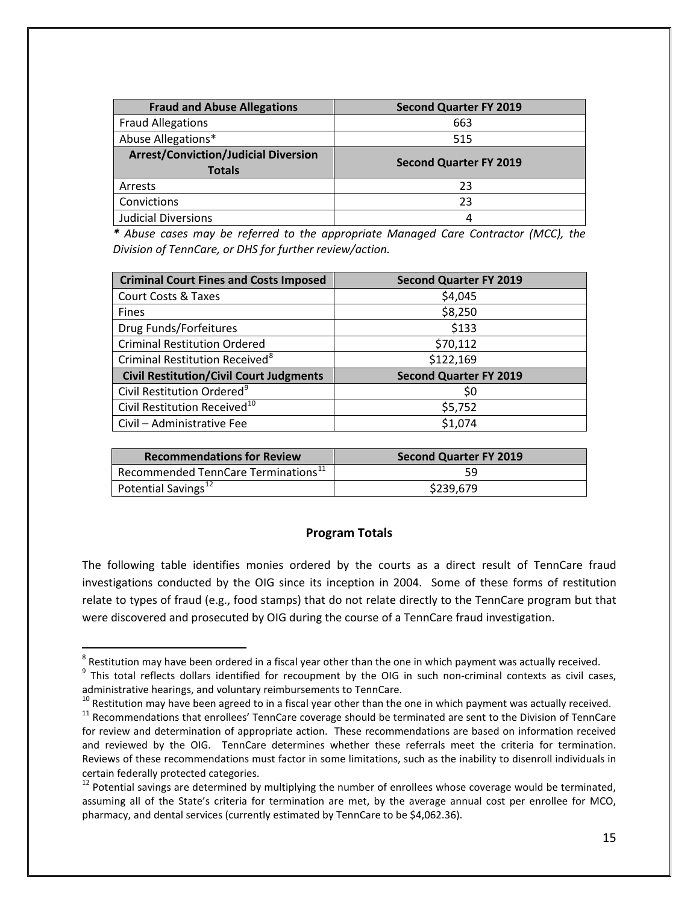| Fraud and Abuse Allegations | Second Quarter FY 2019 |
| --- | --- |
| Fraud Allegations | 663 |
| Abuse Allegations* | 515 |
| **Arrest/Conviction/Judicial Diversion Totals** | **Second Quarter FY 2019** |
| Arrests | 23 |
| Convictions | 23 |
| Judicial Diversions | 4 |

***** *Abuse cases may be referred to the appropriate Managed Care Contractor (MCC), the Division of TennCare, or DHS for further review/action.*

| Criminal Court Fines and Costs Imposed | Second Quarter FY 2019 |
| --- | --- |
| Court Costs & Taxes | $4,045 |
| Fines | $8,250 |
| Drug Funds/Forfeitures | $133 |
| Criminal Restitution Ordered | $70,112 |
| Criminal Restitution Received[8] | $122,169 |
| **Civil Restitution/Civil Court Judgments** | **Second Quarter FY 2019** |
| Civil Restitution Ordered[9] | $0 |
| Civil Restitution Received[10] | $5,752 |
| Civil – Administrative Fee | $1,074 |

| Recommendations for Review | Second Quarter FY 2019 |
| --- | --- |
| Recommended TennCare Terminations[11] | 59 |
| Potential Savings[12] | $239,679 |

## Program Totals

The following table identifies monies ordered by the courts as a direct result of TennCare fraud investigations conducted by the OIG since its inception in 2004. Some of these forms of restitution relate to types of fraud (e.g., food stamps) that do not relate directly to the TennCare program but that were discovered and prosecuted by OIG during the course of a TennCare fraud investigation.

---

[8] Restitution may have been ordered in a fiscal year other than the one in which payment was actually received.

[9] This total reflects dollars identified for recoupment by the OIG in such non-criminal contexts as civil cases, administrative hearings, and voluntary reimbursements to TennCare.

[10] Restitution may have been agreed to in a fiscal year other than the one in which payment was actually received.

[11] Recommendations that enrollees' TennCare coverage should be terminated are sent to the Division of TennCare for review and determination of appropriate action. These recommendations are based on information received and reviewed by the OIG. TennCare determines whether these referrals meet the criteria for termination. Reviews of these recommendations must factor in some limitations, such as the inability to disenroll individuals in certain federally protected categories.

[12] Potential savings are determined by multiplying the number of enrollees whose coverage would be terminated, assuming all of the State's criteria for termination are met, by the average annual cost per enrollee for MCO, pharmacy, and dental services (currently estimated by TennCare to be $4,062.36).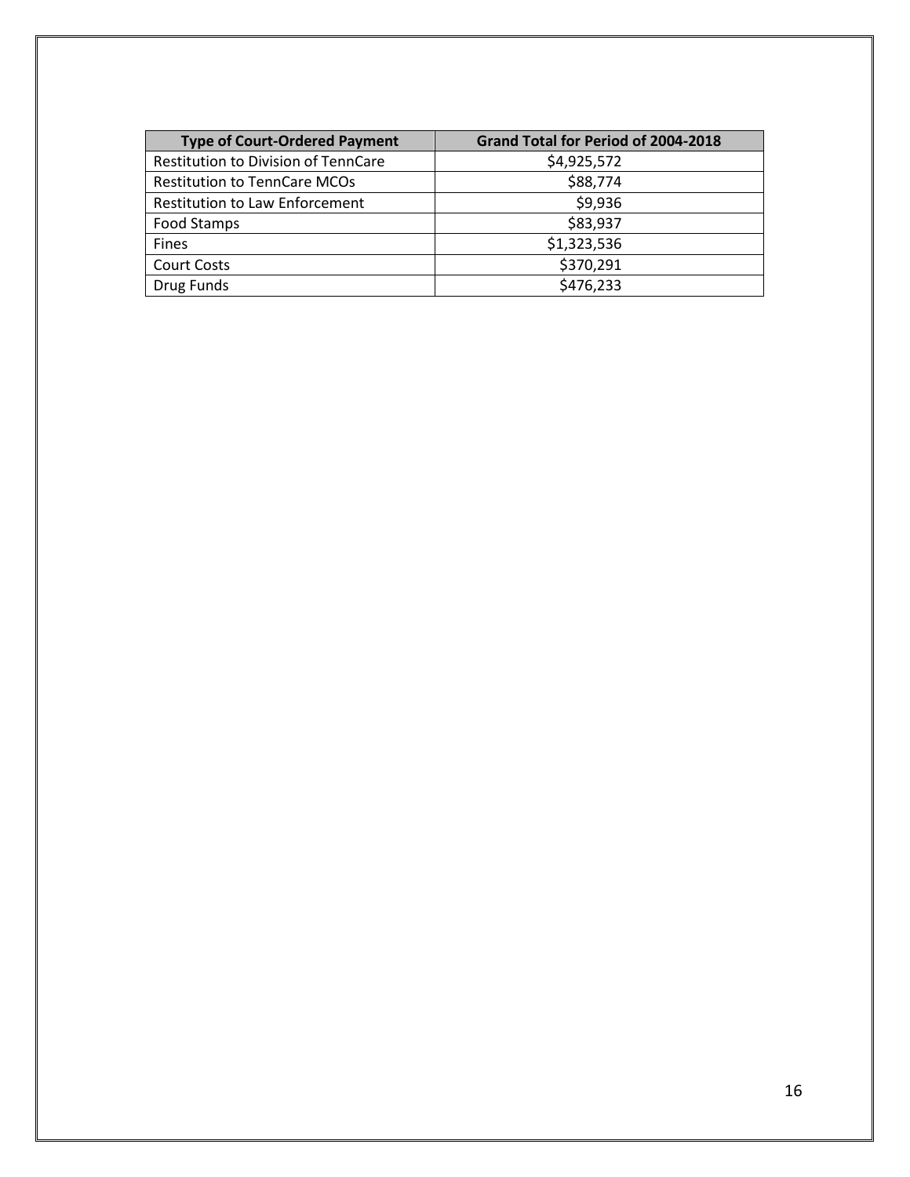| Type of Court-Ordered Payment | Grand Total for Period of 2004-2018 |
|---|---|
| Restitution to Division of TennCare | $4,925,572 |
| Restitution to TennCare MCOs | $88,774 |
| Restitution to Law Enforcement | $9,936 |
| Food Stamps | $83,937 |
| Fines | $1,323,536 |
| Court Costs | $370,291 |
| Drug Funds | $476,233 |